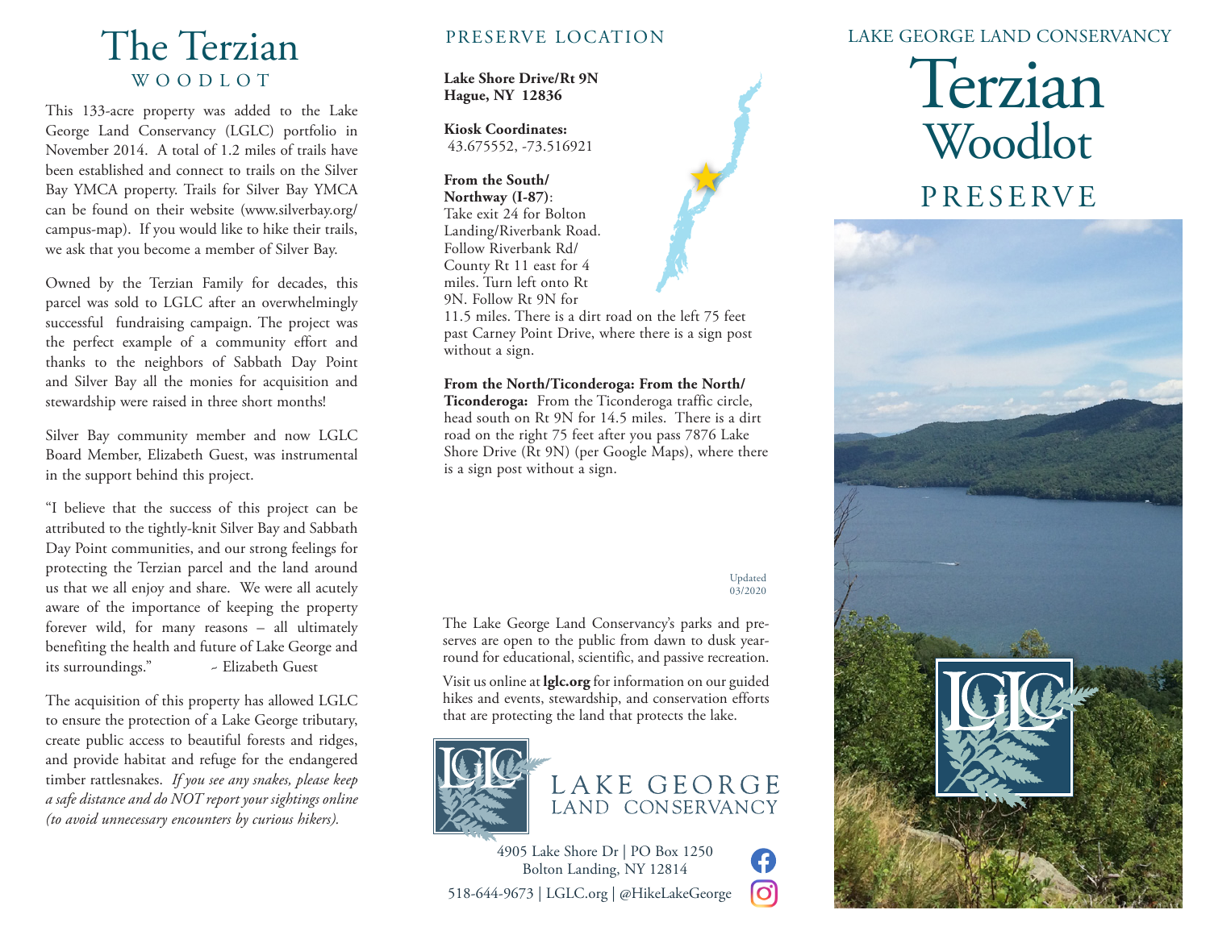# The Terzian
## WOODLOT

This 133-acre property was added to the Lake George Land Conservancy (LGLC) portfolio in November 2014. A total of 1.2 miles of trails have been established and connect to trails on the Silver Bay YMCA property. Trails for Silver Bay YMCA can be found on their website (www.silverbay.org/campus-map). If you would like to hike their trails, we ask that you become a member of Silver Bay.

Owned by the Terzian Family for decades, this parcel was sold to LGLC after an overwhelmingly successful fundraising campaign. The project was the perfect example of a community effort and thanks to the neighbors of Sabbath Day Point and Silver Bay all the monies for acquisition and stewardship were raised in three short months!

Silver Bay community member and now LGLC Board Member, Elizabeth Guest, was instrumental in the support behind this project.

"I believe that the success of this project can be attributed to the tightly-knit Silver Bay and Sabbath Day Point communities, and our strong feelings for protecting the Terzian parcel and the land around us that we all enjoy and share. We were all acutely aware of the importance of keeping the property forever wild, for many reasons – all ultimately benefiting the health and future of Lake George and its surroundings." ~ Elizabeth Guest

The acquisition of this property has allowed LGLC to ensure the protection of a Lake George tributary, create public access to beautiful forests and ridges, and provide habitat and refuge for the endangered timber rattlesnakes. *If you see any snakes, please keep a safe distance and do NOT report your sightings online (to avoid unnecessary encounters by curious hikers).*

## PRESERVE LOCATION

**Lake Shore Drive/Rt 9N**
**Hague, NY 12836**

**Kiosk Coordinates:**
43.675552, -73.516921

**From the South/ Northway (I-87)**: Take exit 24 for Bolton Landing/Riverbank Road. Follow Riverbank Rd/ County Rt 11 east for 4 miles. Turn left onto Rt 9N. Follow Rt 9N for 11.5 miles. There is a dirt road on the left 75 feet past Carney Point Drive, where there is a sign post without a sign.

**From the North/Ticonderoga: From the North/ Ticonderoga:** From the Ticonderoga traffic circle, head south on Rt 9N for 14.5 miles. There is a dirt road on the right 75 feet after you pass 7876 Lake Shore Drive (Rt 9N) (per Google Maps), where there is a sign post without a sign.

Updated 03/2020

The Lake George Land Conservancy's parks and preserves are open to the public from dawn to dusk year-round for educational, scientific, and passive recreation.

Visit us online at **lglc.org** for information on our guided hikes and events, stewardship, and conservation efforts that are protecting the land that protects the lake.

LAKE GEORGE LAND CONSERVANCY

4905 Lake Shore Dr | PO Box 1250
Bolton Landing, NY 12814
518-644-9673 | LGLC.org | @HikeLakeGeorge

LAKE GEORGE LAND CONSERVANCY

# Terzian Woodlot
## PRESERVE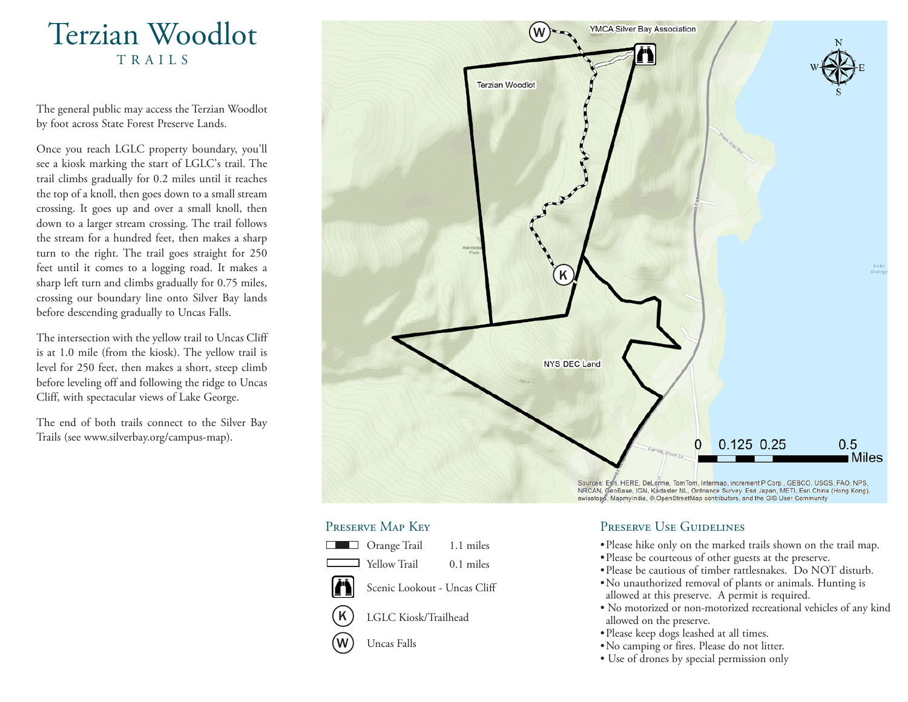# Terzian Woodlot

## TRAILS

The general public may access the Terzian Woodlot by foot across State Forest Preserve Lands.

Once you reach LGLC property boundary, you'll see a kiosk marking the start of LGLC's trail. The trail climbs gradually for 0.2 miles until it reaches the top of a knoll, then goes down to a small stream crossing. It goes up and over a small knoll, then down to a larger stream crossing. The trail follows the stream for a hundred feet, then makes a sharp turn to the right. The trail goes straight for 250 feet until it comes to a logging road. It makes a sharp left turn and climbs gradually for 0.75 miles, crossing our boundary line onto Silver Bay lands before descending gradually to Uncas Falls.

The intersection with the yellow trail to Uncas Cliff is at 1.0 mile (from the kiosk). The yellow trail is level for 250 feet, then makes a short, steep climb before leveling off and following the ridge to Uncas Cliff, with spectacular views of Lake George.

The end of both trails connect to the Silver Bay Trails (see www.silverbay.org/campus-map).

W
YMCA Silver Bay Association
Terzian Woodlot
K
NYS DEC Land
N
W
E
S
0 0.125 0.25 0.5
Miles

Sources: Esri, HERE, DeLorme, TomTom, Intermap, increment P Corp., GEBCO, USGS, FAO, NPS, NRCAN, GeoBase, IGN, Kadaster NL, Ordnance Survey, Esri Japan, METI, Esri China (Hong Kong), swisstopo, MapmyIndia, © OpenStreetMap contributors, and the GIS User Community

## Preserve Map Key

| | | |
|---|---|---|
| | Orange Trail | 1.1 miles |
| | Yellow Trail | 0.1 miles |
| | Scenic Lookout - Uncas Cliff | |
| K | LGLC Kiosk/Trailhead | |
| W | Uncas Falls | |

## Preserve Use Guidelines

- Please hike only on the marked trails shown on the trail map.
- Please be courteous of other guests at the preserve.
- Please be cautious of timber rattlesnakes. Do NOT disturb.
- No unauthorized removal of plants or animals. Hunting is allowed at this preserve. A permit is required.
- No motorized or non-motorized recreational vehicles of any kind allowed on the preserve.
- Please keep dogs leashed at all times.
- No camping or fires. Please do not litter.
- Use of drones by special permission only